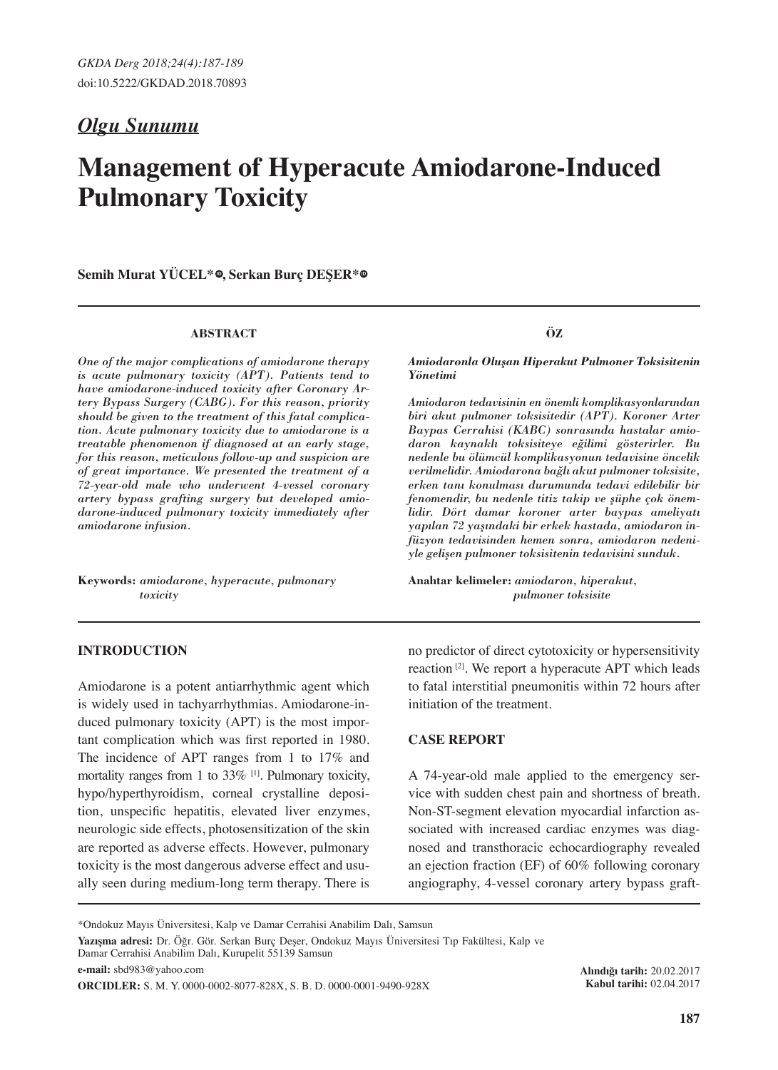*Olgu Sunumu*

# Management of Hyperacute Amiodarone-Induced Pulmonary Toxicity

**Semih Murat YÜCEL\*, Serkan Burç DEŞER\***

## ABSTRACT

*One of the major complications of amiodarone therapy is acute pulmonary toxicity (APT). Patients tend to have amiodarone-induced toxicity after Coronary Artery Bypass Surgery (CABG). For this reason, priority should be given to the treatment of this fatal complication. Acute pulmonary toxicity due to amiodarone is a treatable phenomenon if diagnosed at an early stage, for this reason, meticulous follow-up and suspicion are of great importance. We presented the treatment of a 72-year-old male who underwent 4-vessel coronary artery bypass grafting surgery but developed amiodarone-induced pulmonary toxicity immediately after amiodarone infusion.*

**Keywords:** *amiodarone, hyperacute, pulmonary toxicity*

## ÖZ

***Amiodaronla Oluşan Hiperakut Pulmoner Toksisitenin Yönetimi***

*Amiodaron tedavisinin en önemli komplikasyonlarından biri akut pulmoner toksisitedir (APT). Koroner Arter Baypas Cerrahisi (KABC) sonrasında hastalar amiodaron kaynaklı toksisiteye eğilimi gösterirler. Bu nedenle bu ölümcül komplikasyonun tedavisine öncelik verilmelidir. Amiodarona bağlı akut pulmoner toksisite, erken tanı konulması durumunda tedavi edilebilir bir fenomendir, bu nedenle titiz takip ve şüphe çok önemlidir. Dört damar koroner arter baypas ameliyatı yapılan 72 yaşındaki bir erkek hastada, amiodaron infüzyon tedavisinden hemen sonra, amiodaron nedeniyle gelişen pulmoner toksisitenin tedavisini sunduk.*

**Anahtar kelimeler:** *amiodaron, hiperakut, pulmoner toksisite*

## INTRODUCTION

Amiodarone is a potent antiarrhythmic agent which is widely used in tachyarrhythmias. Amiodarone-induced pulmonary toxicity (APT) is the most important complication which was first reported in 1980. The incidence of APT ranges from 1 to 17% and mortality ranges from 1 to 33% [1]. Pulmonary toxicity, hypo/hyperthyroidism, corneal crystalline deposition, unspecific hepatitis, elevated liver enzymes, neurologic side effects, photosensitization of the skin are reported as adverse effects. However, pulmonary toxicity is the most dangerous adverse effect and usually seen during medium-long term therapy. There is no predictor of direct cytotoxicity or hypersensitivity reaction [2]. We report a hyperacute APT which leads to fatal interstitial pneumonitis within 72 hours after initiation of the treatment.

## CASE REPORT

A 74-year-old male applied to the emergency service with sudden chest pain and shortness of breath. Non-ST-segment elevation myocardial infarction associated with increased cardiac enzymes was diagnosed and transthoracic echocardiography revealed an ejection fraction (EF) of 60% following coronary angiography, 4-vessel coronary artery bypass graft-

\*Ondokuz Mayıs Üniversitesi, Kalp ve Damar Cerrahisi Anabilim Dalı, Samsun

**Yazışma adresi:** Dr. Öğr. Gör. Serkan Burç Deşer, Ondokuz Mayıs Üniversitesi Tıp Fakültesi, Kalp ve Damar Cerrahisi Anabilim Dalı, Kurupelit 55139 Samsun

**e-mail:** sbd983@yahoo.com

**ORCIDLER:** S. M. Y. 0000-0002-8077-828X, S. B. D. 0000-0001-9490-928X

**Alındığı tarih:** 20.02.2017
**Kabul tarihi:** 02.04.2017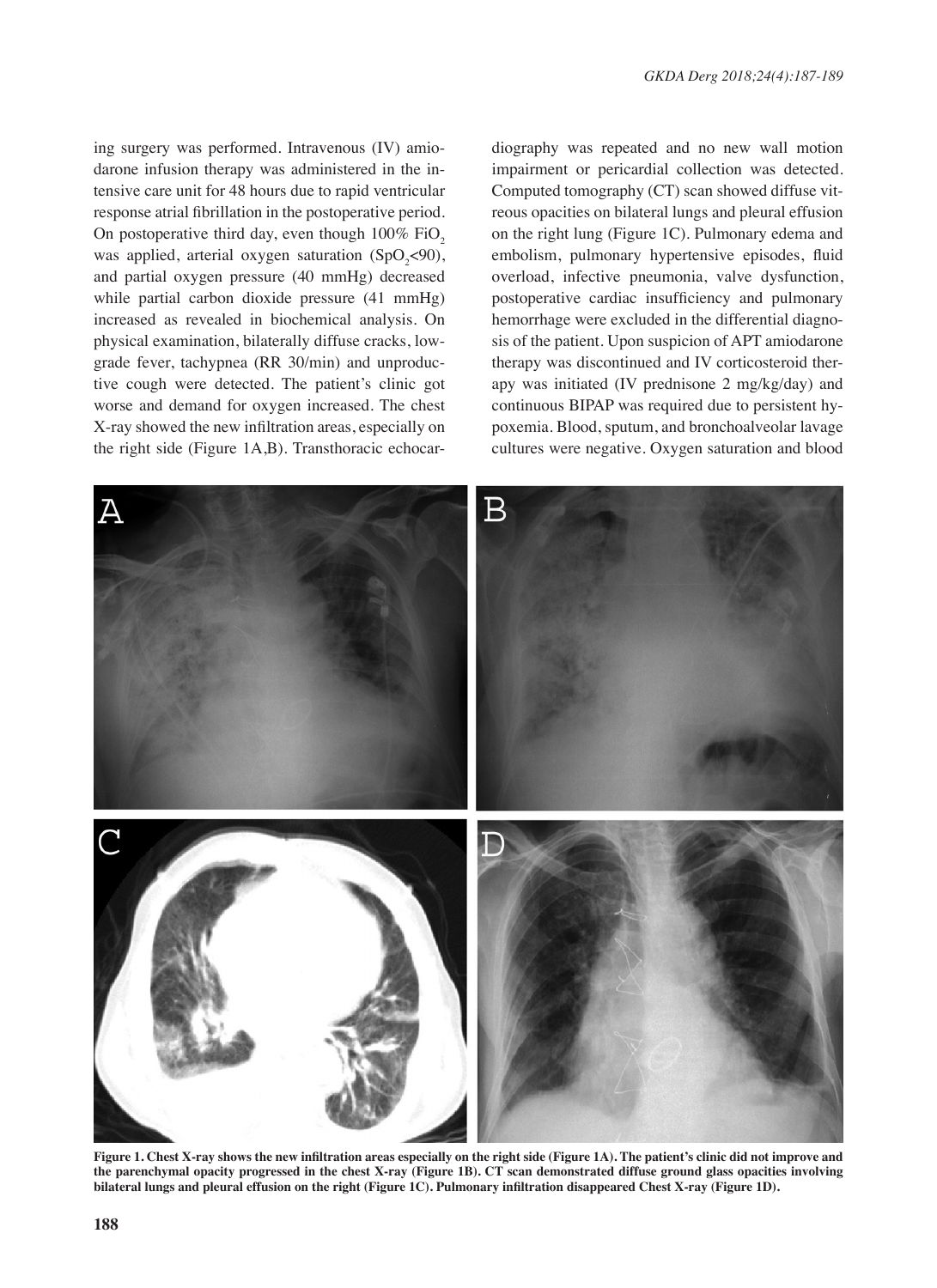ing surgery was performed. Intravenous (IV) amiodarone infusion therapy was administered in the intensive care unit for 48 hours due to rapid ventricular response atrial fibrillation in the postoperative period. On postoperative third day, even though 100% $FiO_2$ was applied, arterial oxygen saturation ($SpO_2$<90), and partial oxygen pressure (40 mmHg) decreased while partial carbon dioxide pressure (41 mmHg) increased as revealed in biochemical analysis. On physical examination, bilaterally diffuse cracks, low-grade fever, tachypnea (RR 30/min) and unproductive cough were detected. The patient's clinic got worse and demand for oxygen increased. The chest X-ray showed the new infiltration areas, especially on the right side (Figure 1A,B). Transthoracic echocardiography was repeated and no new wall motion impairment or pericardial collection was detected. Computed tomography (CT) scan showed diffuse vitreous opacities on bilateral lungs and pleural effusion on the right lung (Figure 1C). Pulmonary edema and embolism, pulmonary hypertensive episodes, fluid overload, infective pneumonia, valve dysfunction, postoperative cardiac insufficiency and pulmonary hemorrhage were excluded in the differential diagnosis of the patient. Upon suspicion of APT amiodarone therapy was discontinued and IV corticosteroid therapy was initiated (IV prednisone 2 mg/kg/day) and continuous BIPAP was required due to persistent hypoxemia. Blood, sputum, and bronchoalveolar lavage cultures were negative. Oxygen saturation and blood

**Figure 1. Chest X-ray shows the new infiltration areas especially on the right side (Figure 1A). The patient's clinic did not improve and the parenchymal opacity progressed in the chest X-ray (Figure 1B). CT scan demonstrated diffuse ground glass opacities involving bilateral lungs and pleural effusion on the right (Figure 1C). Pulmonary infiltration disappeared Chest X-ray (Figure 1D).**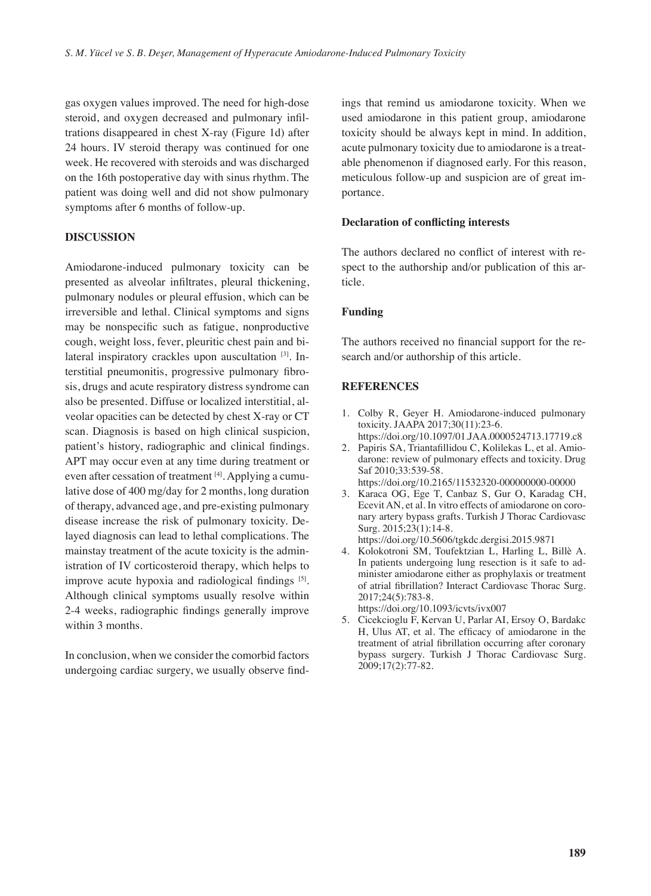gas oxygen values improved. The need for high-dose steroid, and oxygen decreased and pulmonary infiltrations disappeared in chest X-ray (Figure 1d) after 24 hours. IV steroid therapy was continued for one week. He recovered with steroids and was discharged on the 16th postoperative day with sinus rhythm. The patient was doing well and did not show pulmonary symptoms after 6 months of follow-up.

## DISCUSSION

Amiodarone-induced pulmonary toxicity can be presented as alveolar infiltrates, pleural thickening, pulmonary nodules or pleural effusion, which can be irreversible and lethal. Clinical symptoms and signs may be nonspecific such as fatigue, nonproductive cough, weight loss, fever, pleuritic chest pain and bilateral inspiratory crackles upon auscultation [3]. Interstitial pneumonitis, progressive pulmonary fibrosis, drugs and acute respiratory distress syndrome can also be presented. Diffuse or localized interstitial, alveolar opacities can be detected by chest X-ray or CT scan. Diagnosis is based on high clinical suspicion, patient's history, radiographic and clinical findings. APT may occur even at any time during treatment or even after cessation of treatment [4]. Applying a cumulative dose of 400 mg/day for 2 months, long duration of therapy, advanced age, and pre-existing pulmonary disease increase the risk of pulmonary toxicity. Delayed diagnosis can lead to lethal complications. The mainstay treatment of the acute toxicity is the administration of IV corticosteroid therapy, which helps to improve acute hypoxia and radiological findings [5]. Although clinical symptoms usually resolve within 2-4 weeks, radiographic findings generally improve within 3 months.

In conclusion, when we consider the comorbid factors undergoing cardiac surgery, we usually observe findings that remind us amiodarone toxicity. When we used amiodarone in this patient group, amiodarone toxicity should be always kept in mind. In addition, acute pulmonary toxicity due to amiodarone is a treatable phenomenon if diagnosed early. For this reason, meticulous follow-up and suspicion are of great importance.

### Declaration of conflicting interests

The authors declared no conflict of interest with respect to the authorship and/or publication of this article.

### Funding

The authors received no financial support for the research and/or authorship of this article.

## REFERENCES

1. Colby R, Geyer H. Amiodarone-induced pulmonary toxicity. JAAPA 2017;30(11):23-6. https://doi.org/10.1097/01.JAA.0000524713.17719.c8
2. Papiris SA, Triantafillidou C, Kolilekas L, et al. Amiodarone: review of pulmonary effects and toxicity. Drug Saf 2010;33:539-58. https://doi.org/10.2165/11532320-000000000-00000
3. Karaca OG, Ege T, Canbaz S, Gur O, Karadag CH, Ecevit AN, et al. In vitro effects of amiodarone on coronary artery bypass grafts. Turkish J Thorac Cardiovasc Surg. 2015;23(1):14-8. https://doi.org/10.5606/tgkdc.dergisi.2015.9871
4. Kolokotroni SM, Toufektzian L, Harling L, Billè A. In patients undergoing lung resection is it safe to administer amiodarone either as prophylaxis or treatment of atrial fibrillation? Interact Cardiovasc Thorac Surg. 2017;24(5):783-8. https://doi.org/10.1093/icvts/ivx007
5. Cicekcioglu F, Kervan U, Parlar AI, Ersoy O, Bardakc H, Ulus AT, et al. The efficacy of amiodarone in the treatment of atrial fibrillation occurring after coronary bypass surgery. Turkish J Thorac Cardiovasc Surg. 2009;17(2):77-82.